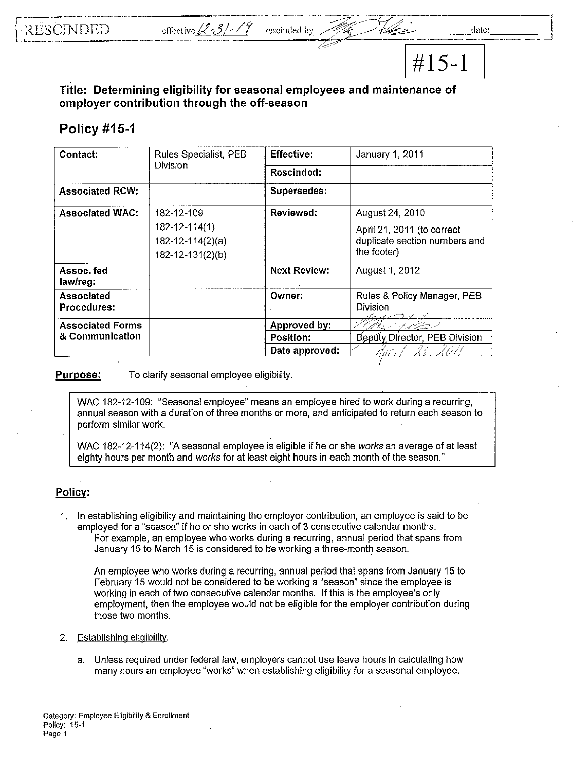RESCINDED effective 12-31-19 rescinded by [signature] date:

#15-1

## Title: Determining eligibility for seasonal employees and maintenance of employer contribution through the off-season

# Policy #15-1

| Contact: | Rules Specialist, PEB Division | Effective: | January 1, 2011 |
|---|---|---|---|
| | | Rescinded: | |
| Associated RCW: | | Supersedes: | |
| Associated WAC: | 182-12-109<br>182-12-114(1)<br>182-12-114(2)(a)<br>182-12-131(2)(b) | Reviewed: | August 24, 2010<br>April 21, 2011 (to correct duplicate section numbers and the footer) |
| Assoc. fed law/reg: | | Next Review: | August 1, 2012 |
| Associated Procedures: | | Owner: | Rules & Policy Manager, PEB Division |
| Associated Forms & Communication | | Approved by: | [signature] |
| | | Position: | Deputy Director, PEB Division |
| | | Date approved: | April 26, 2011 |

**Purpose:** To clarify seasonal employee eligibility.

> WAC 182-12-109: "Seasonal employee" means an employee hired to work during a recurring, annual season with a duration of three months or more, and anticipated to return each season to perform similar work.
>
> WAC 182-12-114(2): "A seasonal employee is eligible if he or she *works* an average of at least eighty hours per month and *works* for at least eight hours in each month of the season."

## Policy:

1. In establishing eligibility and maintaining the employer contribution, an employee is said to be employed for a "season" if he or she works in each of 3 consecutive calendar months.

   For example, an employee who works during a recurring, annual period that spans from January 15 to March 15 is considered to be working a three-month season.

   An employee who works during a recurring, annual period that spans from January 15 to February 15 would not be considered to be working a "season" since the employee is working in each of two consecutive calendar months. If this is the employee's only employment, then the employee would not be eligible for the employer contribution during those two months.

2. Establishing eligibility.

   a. Unless required under federal law, employers cannot use leave hours in calculating how many hours an employee "works" when establishing eligibility for a seasonal employee.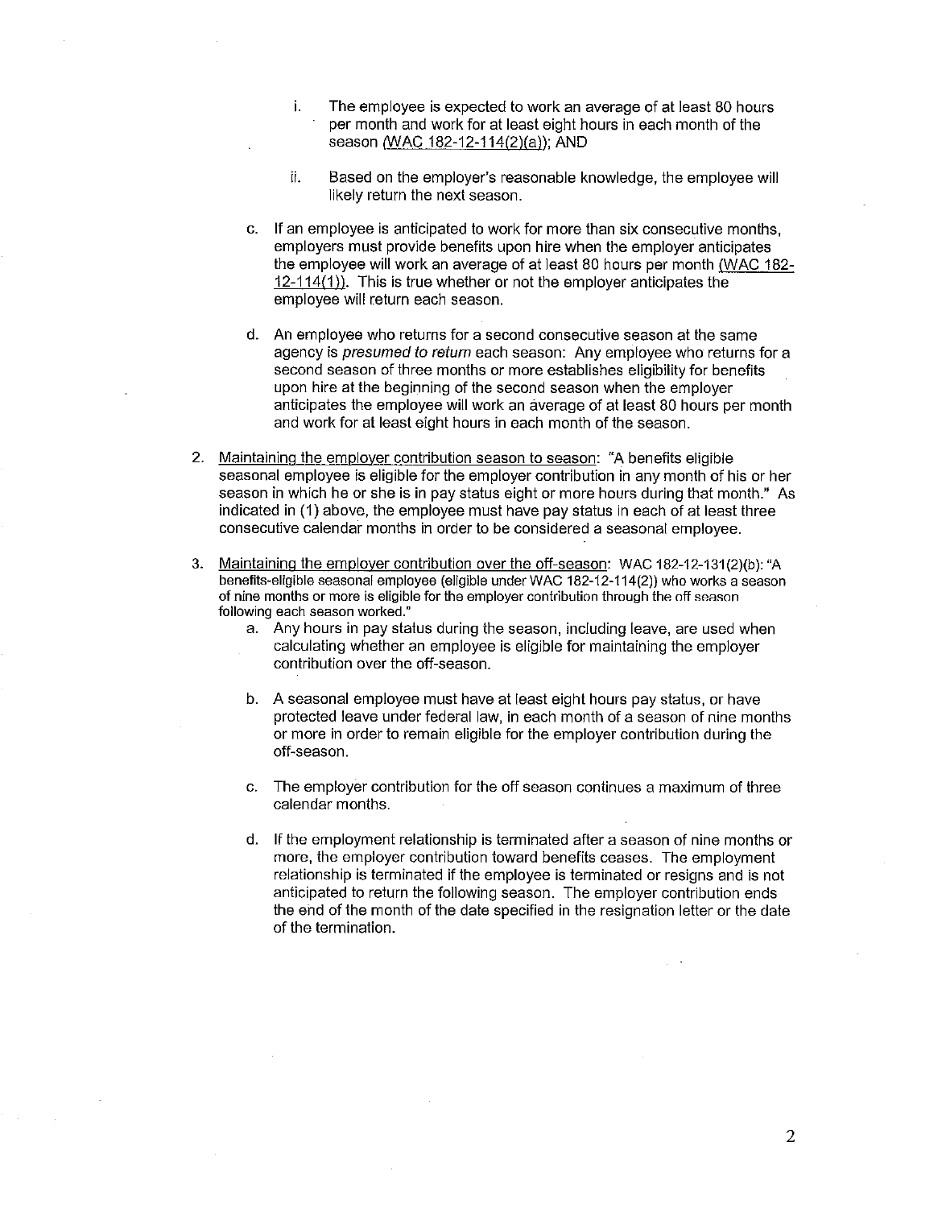i. The employee is expected to work an average of at least 80 hours per month and work for at least eight hours in each month of the season (WAC 182-12-114(2)(a)); AND

   ii. Based on the employer's reasonable knowledge, the employee will likely return the next season.

   c. If an employee is anticipated to work for more than six consecutive months, employers must provide benefits upon hire when the employer anticipates the employee will work an average of at least 80 hours per month (WAC 182-12-114(1)). This is true whether or not the employer anticipates the employee will return each season.

   d. An employee who returns for a second consecutive season at the same agency is *presumed to return* each season: Any employee who returns for a second season of three months or more establishes eligibility for benefits upon hire at the beginning of the second season when the employer anticipates the employee will work an average of at least 80 hours per month and work for at least eight hours in each month of the season.

2. Maintaining the employer contribution season to season: "A benefits eligible seasonal employee is eligible for the employer contribution in any month of his or her season in which he or she is in pay status eight or more hours during that month." As indicated in (1) above, the employee must have pay status in each of at least three consecutive calendar months in order to be considered a seasonal employee.

3. Maintaining the employer contribution over the off-season: WAC 182-12-131(2)(b): "A benefits-eligible seasonal employee (eligible under WAC 182-12-114(2)) who works a season of nine months or more is eligible for the employer contribution through the off season following each season worked."

   a. Any hours in pay status during the season, including leave, are used when calculating whether an employee is eligible for maintaining the employer contribution over the off-season.

   b. A seasonal employee must have at least eight hours pay status, or have protected leave under federal law, in each month of a season of nine months or more in order to remain eligible for the employer contribution during the off-season.

   c. The employer contribution for the off season continues a maximum of three calendar months.

   d. If the employment relationship is terminated after a season of nine months or more, the employer contribution toward benefits ceases. The employment relationship is terminated if the employee is terminated or resigns and is not anticipated to return the following season. The employer contribution ends the end of the month of the date specified in the resignation letter or the date of the termination.